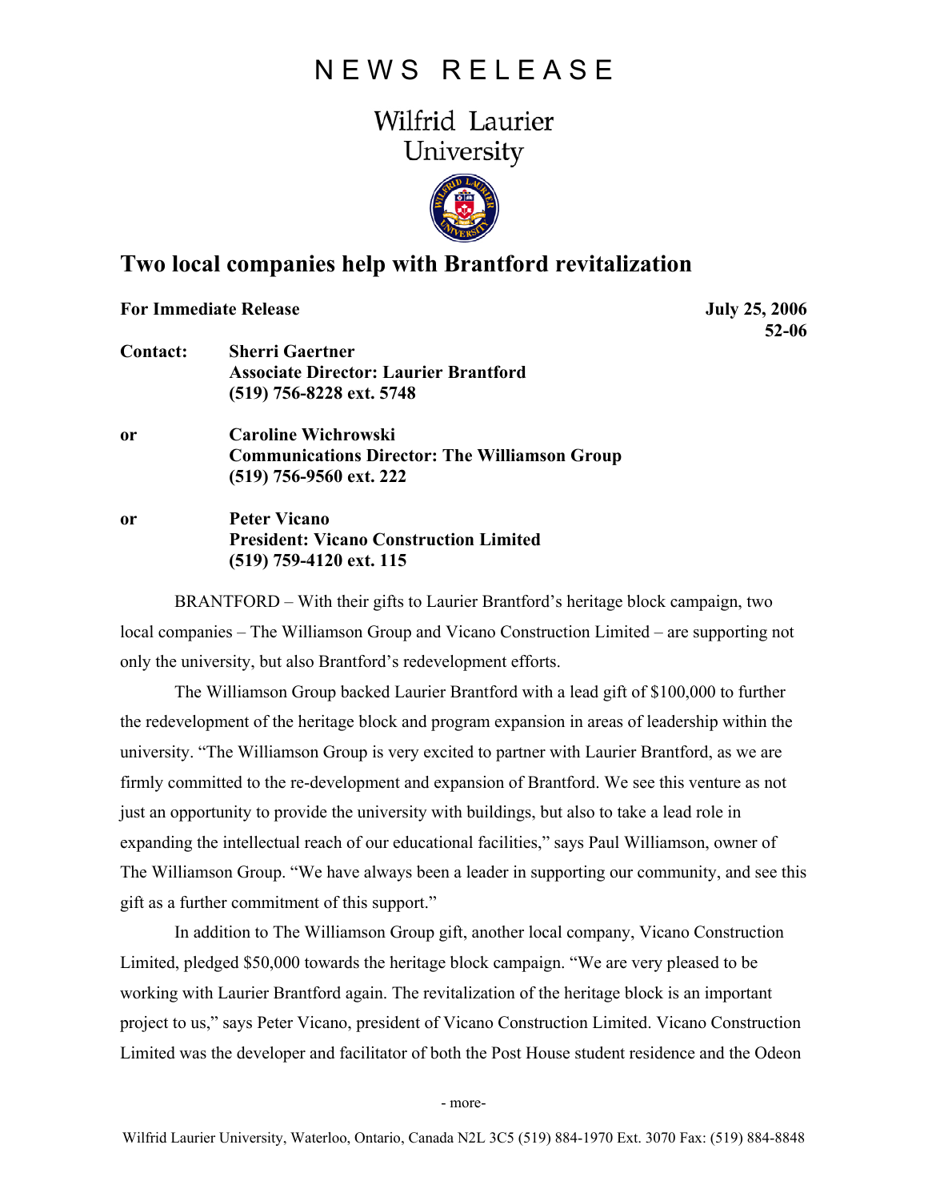# NEWS RELEASE

Wilfrid Laurier University

## Two local companies help with Brantford revitalization

**For Immediate Release** **July 25, 2006**
**52-06**

**Contact:** **Sherri Gaertner**
**Associate Director: Laurier Brantford**
**(519) 756-8228 ext. 5748**

**or** **Caroline Wichrowski**
**Communications Director: The Williamson Group**
**(519) 756-9560 ext. 222**

**or** **Peter Vicano**
**President: Vicano Construction Limited**
**(519) 759-4120 ext. 115**

BRANTFORD – With their gifts to Laurier Brantford's heritage block campaign, two local companies – The Williamson Group and Vicano Construction Limited – are supporting not only the university, but also Brantford's redevelopment efforts.

The Williamson Group backed Laurier Brantford with a lead gift of $100,000 to further the redevelopment of the heritage block and program expansion in areas of leadership within the university. "The Williamson Group is very excited to partner with Laurier Brantford, as we are firmly committed to the re-development and expansion of Brantford. We see this venture as not just an opportunity to provide the university with buildings, but also to take a lead role in expanding the intellectual reach of our educational facilities," says Paul Williamson, owner of The Williamson Group. "We have always been a leader in supporting our community, and see this gift as a further commitment of this support."

In addition to The Williamson Group gift, another local company, Vicano Construction Limited, pledged $50,000 towards the heritage block campaign. "We are very pleased to be working with Laurier Brantford again. The revitalization of the heritage block is an important project to us," says Peter Vicano, president of Vicano Construction Limited. Vicano Construction Limited was the developer and facilitator of both the Post House student residence and the Odeon

- more-

Wilfrid Laurier University, Waterloo, Ontario, Canada N2L 3C5 (519) 884-1970 Ext. 3070 Fax: (519) 884-8848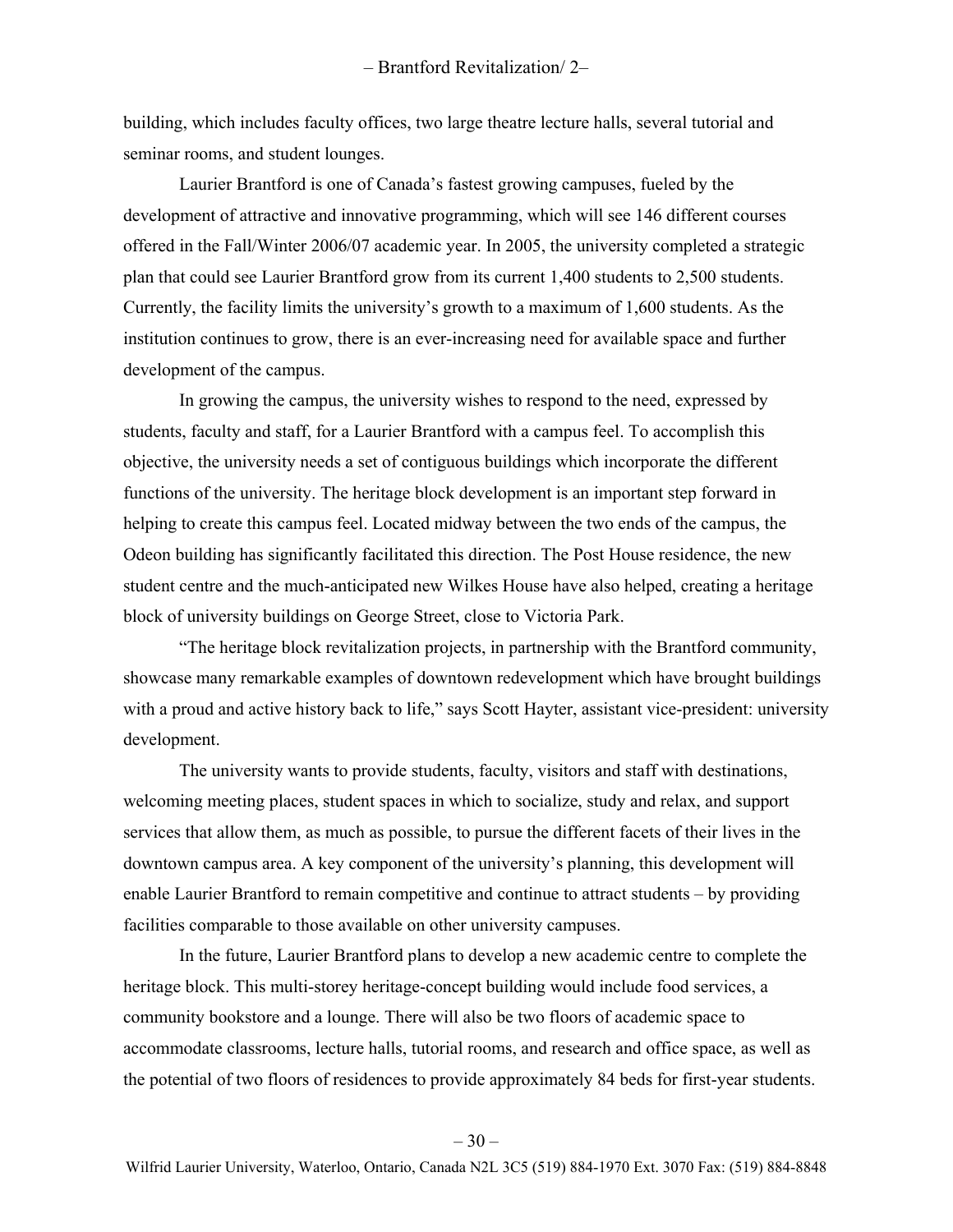building, which includes faculty offices, two large theatre lecture halls, several tutorial and seminar rooms, and student lounges.

Laurier Brantford is one of Canada's fastest growing campuses, fueled by the development of attractive and innovative programming, which will see 146 different courses offered in the Fall/Winter 2006/07 academic year. In 2005, the university completed a strategic plan that could see Laurier Brantford grow from its current 1,400 students to 2,500 students. Currently, the facility limits the university's growth to a maximum of 1,600 students. As the institution continues to grow, there is an ever-increasing need for available space and further development of the campus.

In growing the campus, the university wishes to respond to the need, expressed by students, faculty and staff, for a Laurier Brantford with a campus feel. To accomplish this objective, the university needs a set of contiguous buildings which incorporate the different functions of the university. The heritage block development is an important step forward in helping to create this campus feel. Located midway between the two ends of the campus, the Odeon building has significantly facilitated this direction. The Post House residence, the new student centre and the much-anticipated new Wilkes House have also helped, creating a heritage block of university buildings on George Street, close to Victoria Park.

"The heritage block revitalization projects, in partnership with the Brantford community, showcase many remarkable examples of downtown redevelopment which have brought buildings with a proud and active history back to life," says Scott Hayter, assistant vice-president: university development.

The university wants to provide students, faculty, visitors and staff with destinations, welcoming meeting places, student spaces in which to socialize, study and relax, and support services that allow them, as much as possible, to pursue the different facets of their lives in the downtown campus area. A key component of the university's planning, this development will enable Laurier Brantford to remain competitive and continue to attract students – by providing facilities comparable to those available on other university campuses.

In the future, Laurier Brantford plans to develop a new academic centre to complete the heritage block. This multi-storey heritage-concept building would include food services, a community bookstore and a lounge. There will also be two floors of academic space to accommodate classrooms, lecture halls, tutorial rooms, and research and office space, as well as the potential of two floors of residences to provide approximately 84 beds for first-year students.

Wilfrid Laurier University, Waterloo, Ontario, Canada N2L 3C5 (519) 884-1970 Ext. 3070 Fax: (519) 884-8848